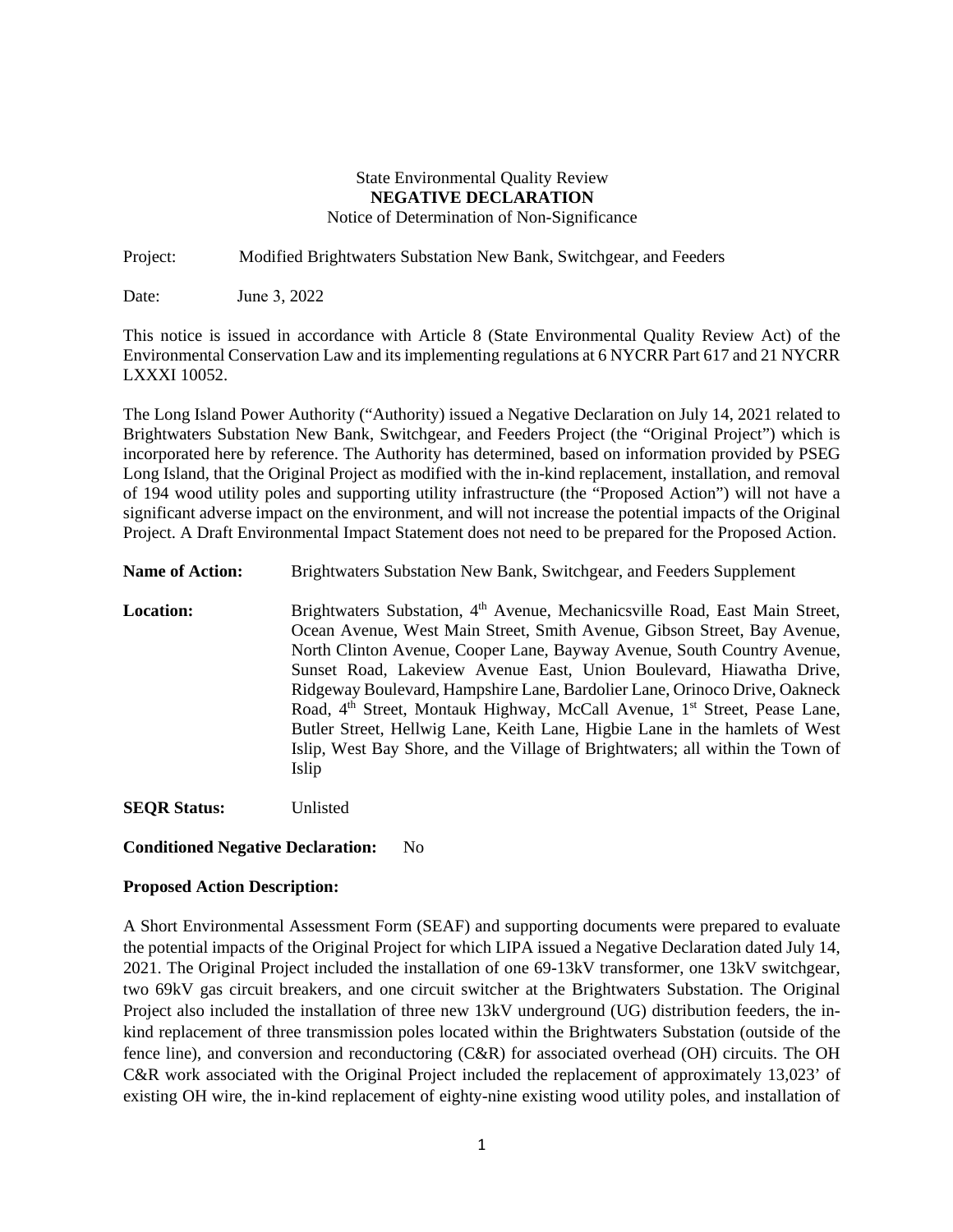State Environmental Quality Review
**NEGATIVE DECLARATION**
Notice of Determination of Non-Significance

Project: Modified Brightwaters Substation New Bank, Switchgear, and Feeders

Date: June 3, 2022

This notice is issued in accordance with Article 8 (State Environmental Quality Review Act) of the Environmental Conservation Law and its implementing regulations at 6 NYCRR Part 617 and 21 NYCRR LXXXI 10052.

The Long Island Power Authority ("Authority) issued a Negative Declaration on July 14, 2021 related to Brightwaters Substation New Bank, Switchgear, and Feeders Project (the "Original Project") which is incorporated here by reference. The Authority has determined, based on information provided by PSEG Long Island, that the Original Project as modified with the in-kind replacement, installation, and removal of 194 wood utility poles and supporting utility infrastructure (the "Proposed Action") will not have a significant adverse impact on the environment, and will not increase the potential impacts of the Original Project. A Draft Environmental Impact Statement does not need to be prepared for the Proposed Action.

**Name of Action:** Brightwaters Substation New Bank, Switchgear, and Feeders Supplement

**Location:** Brightwaters Substation, 4th Avenue, Mechanicsville Road, East Main Street, Ocean Avenue, West Main Street, Smith Avenue, Gibson Street, Bay Avenue, North Clinton Avenue, Cooper Lane, Bayway Avenue, South Country Avenue, Sunset Road, Lakeview Avenue East, Union Boulevard, Hiawatha Drive, Ridgeway Boulevard, Hampshire Lane, Bardolier Lane, Orinoco Drive, Oakneck Road, 4th Street, Montauk Highway, McCall Avenue, 1st Street, Pease Lane, Butler Street, Hellwig Lane, Keith Lane, Higbie Lane in the hamlets of West Islip, West Bay Shore, and the Village of Brightwaters; all within the Town of Islip

**SEQR Status:** Unlisted

**Conditioned Negative Declaration:** No

**Proposed Action Description:**

A Short Environmental Assessment Form (SEAF) and supporting documents were prepared to evaluate the potential impacts of the Original Project for which LIPA issued a Negative Declaration dated July 14, 2021. The Original Project included the installation of one 69-13kV transformer, one 13kV switchgear, two 69kV gas circuit breakers, and one circuit switcher at the Brightwaters Substation. The Original Project also included the installation of three new 13kV underground (UG) distribution feeders, the in-kind replacement of three transmission poles located within the Brightwaters Substation (outside of the fence line), and conversion and reconductoring (C&R) for associated overhead (OH) circuits. The OH C&R work associated with the Original Project included the replacement of approximately 13,023' of existing OH wire, the in-kind replacement of eighty-nine existing wood utility poles, and installation of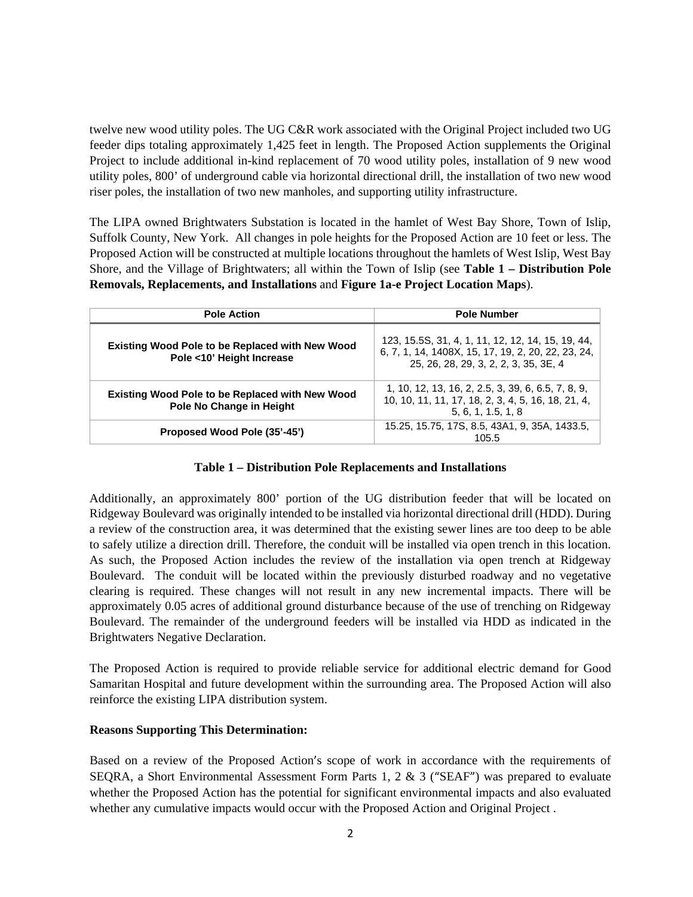twelve new wood utility poles. The UG C&R work associated with the Original Project included two UG feeder dips totaling approximately 1,425 feet in length. The Proposed Action supplements the Original Project to include additional in-kind replacement of 70 wood utility poles, installation of 9 new wood utility poles, 800' of underground cable via horizontal directional drill, the installation of two new wood riser poles, the installation of two new manholes, and supporting utility infrastructure.

The LIPA owned Brightwaters Substation is located in the hamlet of West Bay Shore, Town of Islip, Suffolk County, New York. All changes in pole heights for the Proposed Action are 10 feet or less. The Proposed Action will be constructed at multiple locations throughout the hamlets of West Islip, West Bay Shore, and the Village of Brightwaters; all within the Town of Islip (see **Table 1 – Distribution Pole Removals, Replacements, and Installations** and **Figure 1a-e Project Location Maps**).

| Pole Action | Pole Number |
|---|---|
| **Existing Wood Pole to be Replaced with New Wood Pole <10' Height Increase** | 123, 15.5S, 31, 4, 1, 11, 12, 12, 14, 15, 19, 44, 6, 7, 1, 14, 1408X, 15, 17, 19, 2, 20, 22, 23, 24, 25, 26, 28, 29, 3, 2, 2, 3, 35, 3E, 4 |
| **Existing Wood Pole to be Replaced with New Wood Pole No Change in Height** | 1, 10, 12, 13, 16, 2, 2.5, 3, 39, 6, 6.5, 7, 8, 9, 10, 10, 11, 11, 17, 18, 2, 3, 4, 5, 16, 18, 21, 4, 5, 6, 1, 1.5, 1, 8 |
| **Proposed Wood Pole (35'-45')** | 15.25, 15.75, 17S, 8.5, 43A1, 9, 35A, 1433.5, 105.5 |

**Table 1 – Distribution Pole Replacements and Installations**

Additionally, an approximately 800' portion of the UG distribution feeder that will be located on Ridgeway Boulevard was originally intended to be installed via horizontal directional drill (HDD). During a review of the construction area, it was determined that the existing sewer lines are too deep to be able to safely utilize a direction drill. Therefore, the conduit will be installed via open trench in this location. As such, the Proposed Action includes the review of the installation via open trench at Ridgeway Boulevard. The conduit will be located within the previously disturbed roadway and no vegetative clearing is required. These changes will not result in any new incremental impacts. There will be approximately 0.05 acres of additional ground disturbance because of the use of trenching on Ridgeway Boulevard. The remainder of the underground feeders will be installed via HDD as indicated in the Brightwaters Negative Declaration.

The Proposed Action is required to provide reliable service for additional electric demand for Good Samaritan Hospital and future development within the surrounding area. The Proposed Action will also reinforce the existing LIPA distribution system.

**Reasons Supporting This Determination:**

Based on a review of the Proposed Action's scope of work in accordance with the requirements of SEQRA, a Short Environmental Assessment Form Parts 1, 2 & 3 ("SEAF") was prepared to evaluate whether the Proposed Action has the potential for significant environmental impacts and also evaluated whether any cumulative impacts would occur with the Proposed Action and Original Project .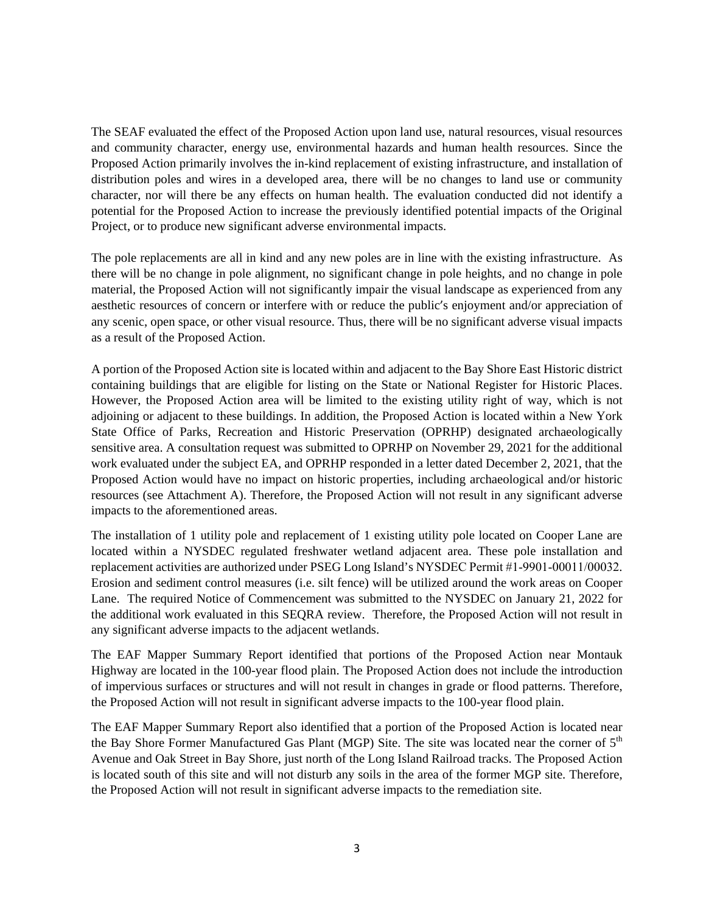The SEAF evaluated the effect of the Proposed Action upon land use, natural resources, visual resources and community character, energy use, environmental hazards and human health resources. Since the Proposed Action primarily involves the in-kind replacement of existing infrastructure, and installation of distribution poles and wires in a developed area, there will be no changes to land use or community character, nor will there be any effects on human health. The evaluation conducted did not identify a potential for the Proposed Action to increase the previously identified potential impacts of the Original Project, or to produce new significant adverse environmental impacts.

The pole replacements are all in kind and any new poles are in line with the existing infrastructure. As there will be no change in pole alignment, no significant change in pole heights, and no change in pole material, the Proposed Action will not significantly impair the visual landscape as experienced from any aesthetic resources of concern or interfere with or reduce the public's enjoyment and/or appreciation of any scenic, open space, or other visual resource. Thus, there will be no significant adverse visual impacts as a result of the Proposed Action.

A portion of the Proposed Action site is located within and adjacent to the Bay Shore East Historic district containing buildings that are eligible for listing on the State or National Register for Historic Places. However, the Proposed Action area will be limited to the existing utility right of way, which is not adjoining or adjacent to these buildings. In addition, the Proposed Action is located within a New York State Office of Parks, Recreation and Historic Preservation (OPRHP) designated archaeologically sensitive area. A consultation request was submitted to OPRHP on November 29, 2021 for the additional work evaluated under the subject EA, and OPRHP responded in a letter dated December 2, 2021, that the Proposed Action would have no impact on historic properties, including archaeological and/or historic resources (see Attachment A). Therefore, the Proposed Action will not result in any significant adverse impacts to the aforementioned areas.

The installation of 1 utility pole and replacement of 1 existing utility pole located on Cooper Lane are located within a NYSDEC regulated freshwater wetland adjacent area. These pole installation and replacement activities are authorized under PSEG Long Island's NYSDEC Permit #1-9901-00011/00032. Erosion and sediment control measures (i.e. silt fence) will be utilized around the work areas on Cooper Lane. The required Notice of Commencement was submitted to the NYSDEC on January 21, 2022 for the additional work evaluated in this SEQRA review. Therefore, the Proposed Action will not result in any significant adverse impacts to the adjacent wetlands.

The EAF Mapper Summary Report identified that portions of the Proposed Action near Montauk Highway are located in the 100-year flood plain. The Proposed Action does not include the introduction of impervious surfaces or structures and will not result in changes in grade or flood patterns. Therefore, the Proposed Action will not result in significant adverse impacts to the 100-year flood plain.

The EAF Mapper Summary Report also identified that a portion of the Proposed Action is located near the Bay Shore Former Manufactured Gas Plant (MGP) Site. The site was located near the corner of 5th Avenue and Oak Street in Bay Shore, just north of the Long Island Railroad tracks. The Proposed Action is located south of this site and will not disturb any soils in the area of the former MGP site. Therefore, the Proposed Action will not result in significant adverse impacts to the remediation site.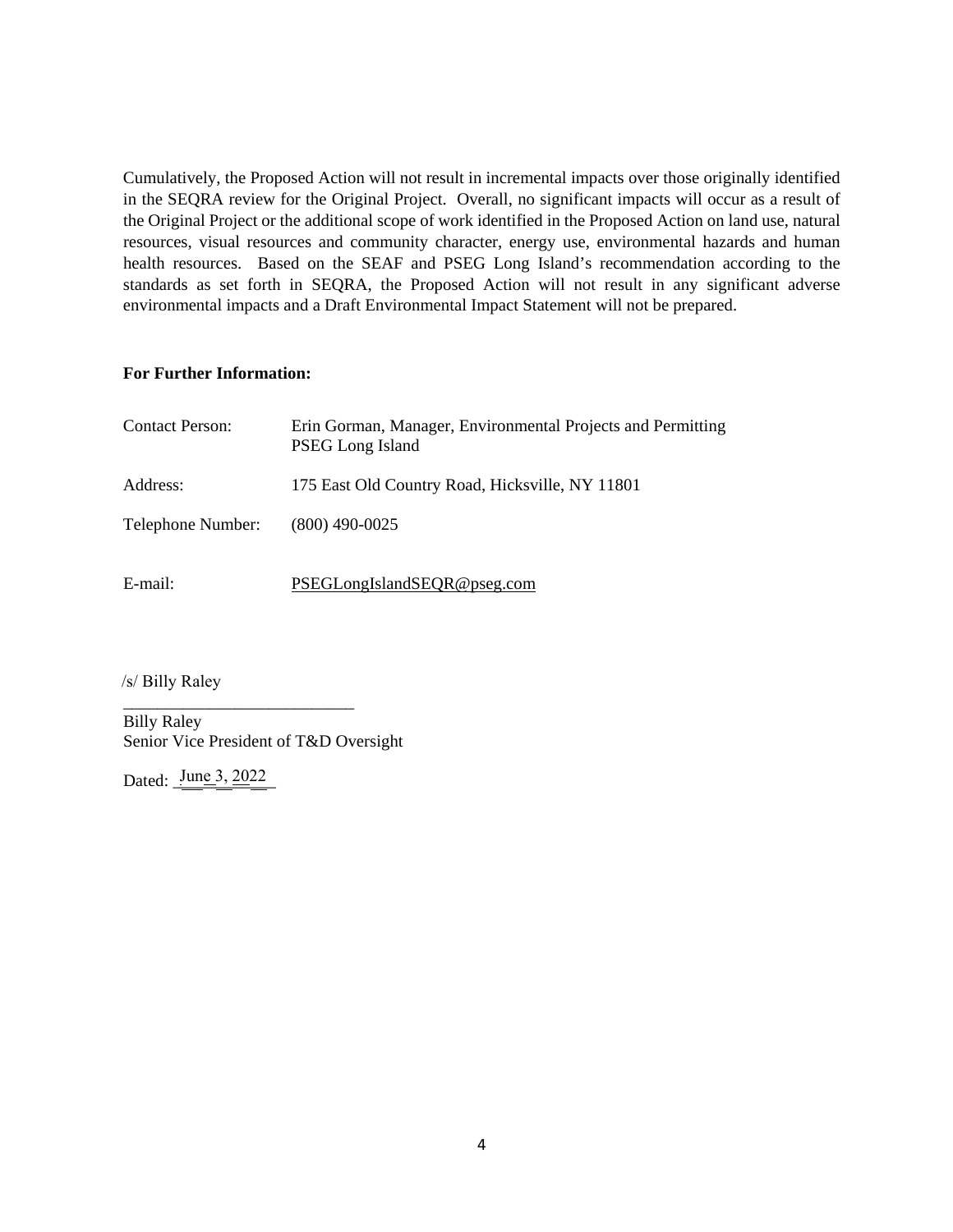Cumulatively, the Proposed Action will not result in incremental impacts over those originally identified in the SEQRA review for the Original Project. Overall, no significant impacts will occur as a result of the Original Project or the additional scope of work identified in the Proposed Action on land use, natural resources, visual resources and community character, energy use, environmental hazards and human health resources. Based on the SEAF and PSEG Long Island's recommendation according to the standards as set forth in SEQRA, the Proposed Action will not result in any significant adverse environmental impacts and a Draft Environmental Impact Statement will not be prepared.

**For Further Information:**

| | |
|---|---|
| Contact Person: | Erin Gorman, Manager, Environmental Projects and Permitting PSEG Long Island |
| Address: | 175 East Old Country Road, Hicksville, NY 11801 |
| Telephone Number: | (800) 490-0025 |
| E-mail: | PSEGLongIslandSEQR@pseg.com |

/s/ Billy Raley

___________________________

Billy Raley
Senior Vice President of T&D Oversight

Dated: June 3, 2022